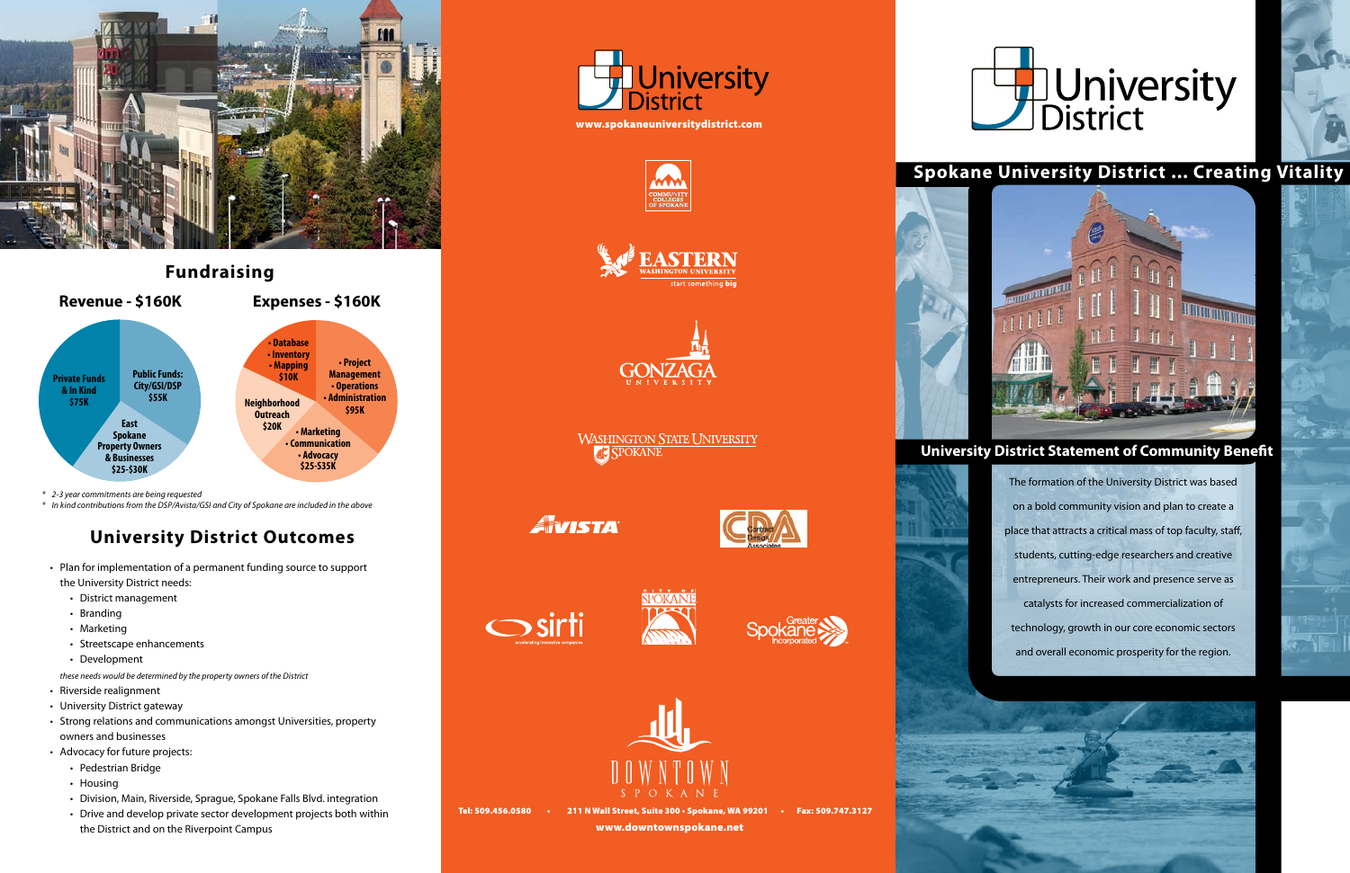## Fundraising

### Revenue - $160K

- Public Funds: City/GSI/DSP $55K
- Private Funds & In Kind $75K
- East Spokane Property Owners & Businesses $25-$30K

### Expenses - $160K

- Database • Inventory • Mapping $10K
- Project Management • Operations • Administration $95K
- Neighborhood Outreach $20K
- Marketing • Communication • Advocacy $25-$35K

\* 2-3 year commitments are being requested

\* In kind contributions from the DSP/Avista/GSI and City of Spokane are included in the above

## University District Outcomes

- Plan for implementation of a permanent funding source to support the University District needs:
  - District management
  - Branding
  - Marketing
  - Streetscape enhancements
  - Development

  *these needs would be determined by the property owners of the District*
- Riverside realignment
- University District gateway
- Strong relations and communications amongst Universities, property owners and businesses
- Advocacy for future projects:
  - Pedestrian Bridge
  - Housing
  - Division, Main, Riverside, Sprague, Spokane Falls Blvd. integration
  - Drive and develop private sector development projects both within the District and on the Riverpoint Campus

University District

www.spokaneuniversitydistrict.com

Community Colleges of Spokane

Eastern Washington University — start something big

Gonzaga University

Washington State University Spokane

Avista

CDA Carmen Design Associates

sirti — accelerating innovative companies

City of Spokane

Greater Spokane Incorporated

Downtown Spokane

Tel: 509.456.0580 • 211 N Wall Street, Suite 300 • Spokane, WA 99201 • Fax: 509.747.3127

www.downtownspokane.net

# University District

## Spokane University District ... Creating Vitality

## University District Statement of Community Benefit

The formation of the University District was based on a bold community vision and plan to create a place that attracts a critical mass of top faculty, staff, students, cutting-edge researchers and creative entrepreneurs. Their work and presence serve as catalysts for increased commercialization of technology, growth in our core economic sectors and overall economic prosperity for the region.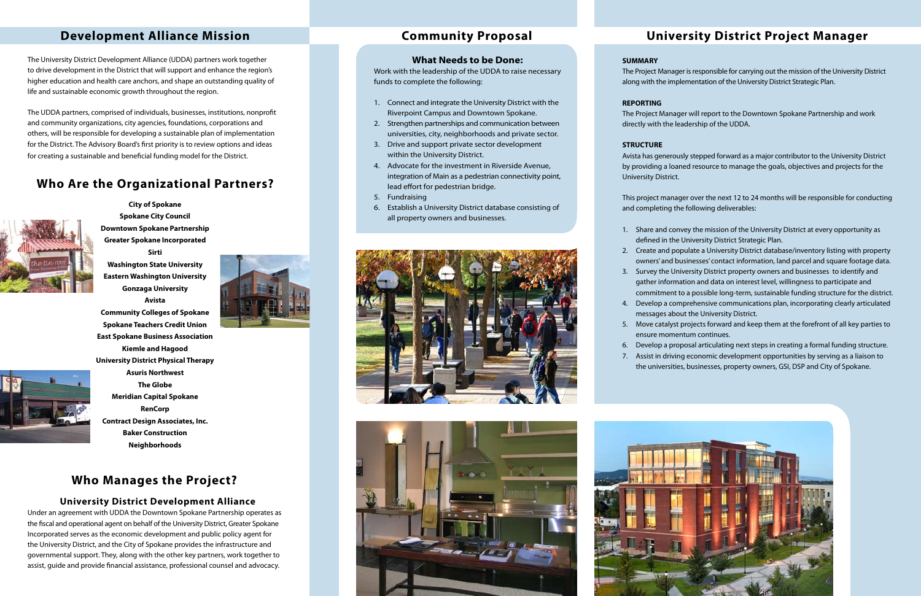## Development Alliance Mission

The University District Development Alliance (UDDA) partners work together to drive development in the District that will support and enhance the region's higher education and health care anchors, and shape an outstanding quality of life and sustainable economic growth throughout the region.

The UDDA partners, comprised of individuals, businesses, institutions, nonprofit and community organizations, city agencies, foundations, corporations and others, will be responsible for developing a sustainable plan of implementation for the District. The Advisory Board's first priority is to review options and ideas for creating a sustainable and beneficial funding model for the District.

## Who Are the Organizational Partners?

**City of Spokane**
**Spokane City Council**
**Downtown Spokane Partnership**
**Greater Spokane Incorporated**
**Sirti**
**Washington State University**
**Eastern Washington University**
**Gonzaga University**
**Avista**
**Community Colleges of Spokane**
**Spokane Teachers Credit Union**
**East Spokane Business Association**
**Kiemle and Hagood**
**University District Physical Therapy**
**Asuris Northwest**
**The Globe**
**Meridian Capital Spokane**
**RenCorp**
**Contract Design Associates, Inc.**
**Baker Construction**
**Neighborhoods**

## Who Manages the Project?

### University District Development Alliance

Under an agreement with UDDA the Downtown Spokane Partnership operates as the fiscal and operational agent on behalf of the University District, Greater Spokane Incorporated serves as the economic development and public policy agent for the University District, and the City of Spokane provides the infrastructure and governmental support. They, along with the other key partners, work together to assist, guide and provide financial assistance, professional counsel and advocacy.

## Community Proposal

### What Needs to be Done:

Work with the leadership of the UDDA to raise necessary funds to complete the following:

1. Connect and integrate the University District with the Riverpoint Campus and Downtown Spokane.
2. Strengthen partnerships and communication between universities, city, neighborhoods and private sector.
3. Drive and support private sector development within the University District.
4. Advocate for the investment in Riverside Avenue, integration of Main as a pedestrian connectivity point, lead effort for pedestrian bridge.
5. Fundraising
6. Establish a University District database consisting of all property owners and businesses.

## University District Project Manager

**SUMMARY**

The Project Manager is responsible for carrying out the mission of the University District along with the implementation of the University District Strategic Plan.

**REPORTING**

The Project Manager will report to the Downtown Spokane Partnership and work directly with the leadership of the UDDA.

**STRUCTURE**

Avista has generously stepped forward as a major contributor to the University District by providing a loaned resource to manage the goals, objectives and projects for the University District.

This project manager over the next 12 to 24 months will be responsible for conducting and completing the following deliverables:

1. Share and convey the mission of the University District at every opportunity as defined in the University District Strategic Plan.
2. Create and populate a University District database/inventory listing with property owners' and businesses' contact information, land parcel and square footage data.
3. Survey the University District property owners and businesses to identify and gather information and data on interest level, willingness to participate and commitment to a possible long-term, sustainable funding structure for the district.
4. Develop a comprehensive communications plan, incorporating clearly articulated messages about the University District.
5. Move catalyst projects forward and keep them at the forefront of all key parties to ensure momentum continues.
6. Develop a proposal articulating next steps in creating a formal funding structure.
7. Assist in driving economic development opportunities by serving as a liaison to the universities, businesses, property owners, GSI, DSP and City of Spokane.